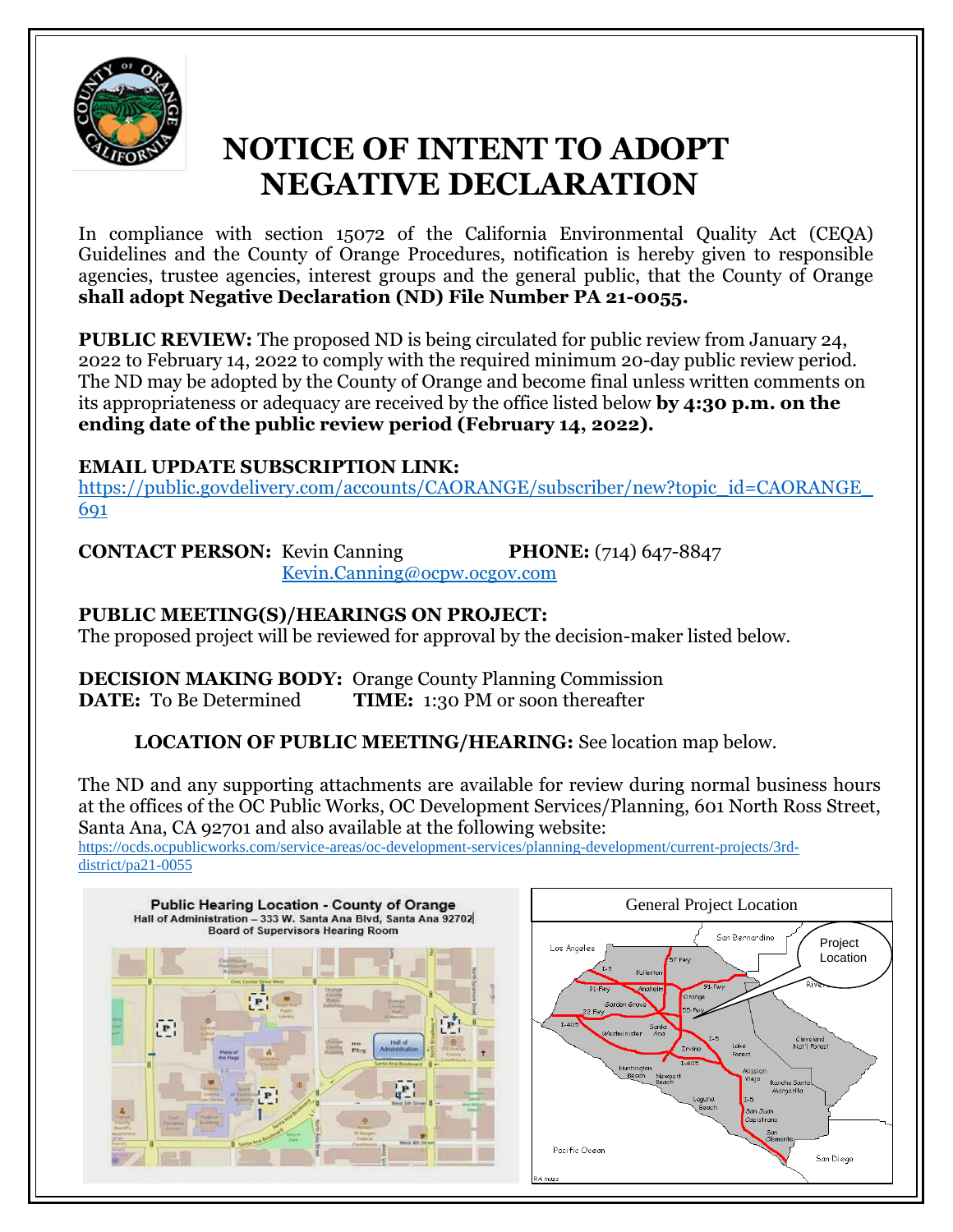# NOTICE OF INTENT TO ADOPT NEGATIVE DECLARATION

In compliance with section 15072 of the California Environmental Quality Act (CEQA) Guidelines and the County of Orange Procedures, notification is hereby given to responsible agencies, trustee agencies, interest groups and the general public, that the County of Orange **shall adopt Negative Declaration (ND) File Number PA 21-0055.**

**PUBLIC REVIEW:** The proposed ND is being circulated for public review from January 24, 2022 to February 14, 2022 to comply with the required minimum 20-day public review period. The ND may be adopted by the County of Orange and become final unless written comments on its appropriateness or adequacy are received by the office listed below **by 4:30 p.m. on the ending date of the public review period (February 14, 2022).**

**EMAIL UPDATE SUBSCRIPTION LINK:**
https://public.govdelivery.com/accounts/CAORANGE/subscriber/new?topic_id=CAORANGE_691

**CONTACT PERSON:** Kevin Canning **PHONE:** (714) 647-8847
Kevin.Canning@ocpw.ocgov.com

**PUBLIC MEETING(S)/HEARINGS ON PROJECT:**
The proposed project will be reviewed for approval by the decision-maker listed below.

**DECISION MAKING BODY:** Orange County Planning Commission
**DATE:** To Be Determined **TIME:** 1:30 PM or soon thereafter

**LOCATION OF PUBLIC MEETING/HEARING:** See location map below.

The ND and any supporting attachments are available for review during normal business hours at the offices of the OC Public Works, OC Development Services/Planning, 601 North Ross Street, Santa Ana, CA 92701 and also available at the following website:
https://ocds.ocpublicworks.com/service-areas/oc-development-services/planning-development/current-projects/3rd-district/pa21-0055

**Public Hearing Location - County of Orange**
Hall of Administration – 333 W. Santa Ana Blvd, Santa Ana 92702
Board of Supervisors Hearing Room

General Project Location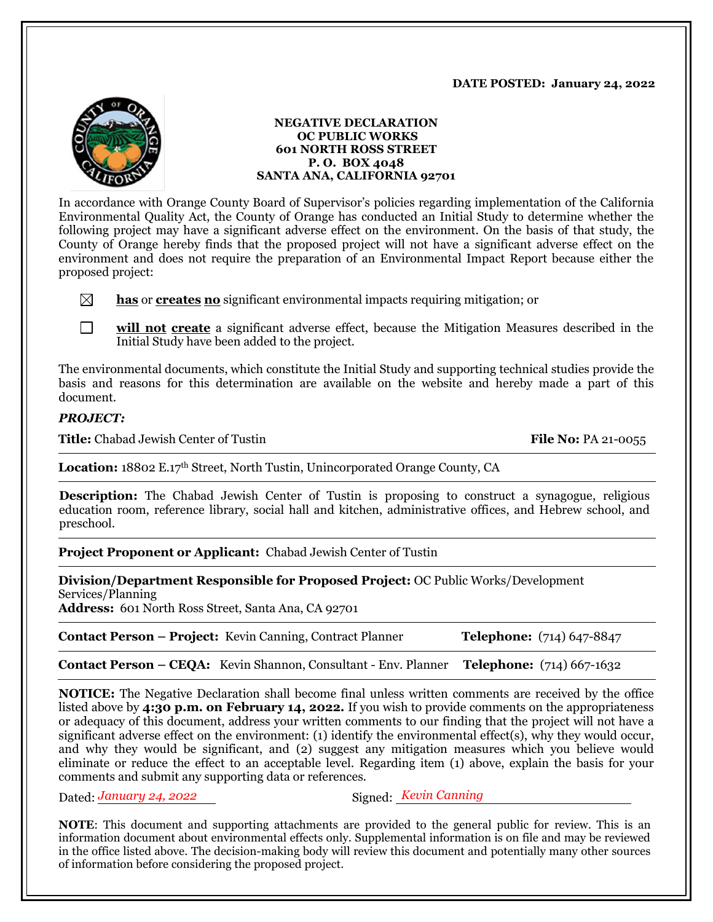**DATE POSTED: January 24, 2022**

**NEGATIVE DECLARATION**
**OC PUBLIC WORKS**
**601 NORTH ROSS STREET**
**P. O. BOX 4048**
**SANTA ANA, CALIFORNIA 92701**

In accordance with Orange County Board of Supervisor's policies regarding implementation of the California Environmental Quality Act, the County of Orange has conducted an Initial Study to determine whether the following project may have a significant adverse effect on the environment. On the basis of that study, the County of Orange hereby finds that the proposed project will not have a significant adverse effect on the environment and does not require the preparation of an Environmental Impact Report because either the proposed project:

☒ **has** or **creates no** significant environmental impacts requiring mitigation; or

☐ **will not create** a significant adverse effect, because the Mitigation Measures described in the Initial Study have been added to the project.

The environmental documents, which constitute the Initial Study and supporting technical studies provide the basis and reasons for this determination are available on the website and hereby made a part of this document.

***PROJECT:***

**Title:** Chabad Jewish Center of Tustin **File No:** PA 21-0055

**Location:** 18802 E.17th Street, North Tustin, Unincorporated Orange County, CA

**Description:** The Chabad Jewish Center of Tustin is proposing to construct a synagogue, religious education room, reference library, social hall and kitchen, administrative offices, and Hebrew school, and preschool.

**Project Proponent or Applicant:** Chabad Jewish Center of Tustin

**Division/Department Responsible for Proposed Project:** OC Public Works/Development Services/Planning
**Address:** 601 North Ross Street, Santa Ana, CA 92701

**Contact Person – Project:** Kevin Canning, Contract Planner **Telephone:** (714) 647-8847

**Contact Person – CEQA:** Kevin Shannon, Consultant - Env. Planner **Telephone:** (714) 667-1632

**NOTICE:** The Negative Declaration shall become final unless written comments are received by the office listed above by **4:30 p.m. on February 14, 2022.** If you wish to provide comments on the appropriateness or adequacy of this document, address your written comments to our finding that the project will not have a significant adverse effect on the environment: (1) identify the environmental effect(s), why they would occur, and why they would be significant, and (2) suggest any mitigation measures which you believe would eliminate or reduce the effect to an acceptable level. Regarding item (1) above, explain the basis for your comments and submit any supporting data or references.

Dated: *January 24, 2022* Signed: *Kevin Canning*

**NOTE**: This document and supporting attachments are provided to the general public for review. This is an information document about environmental effects only. Supplemental information is on file and may be reviewed in the office listed above. The decision-making body will review this document and potentially many other sources of information before considering the proposed project.